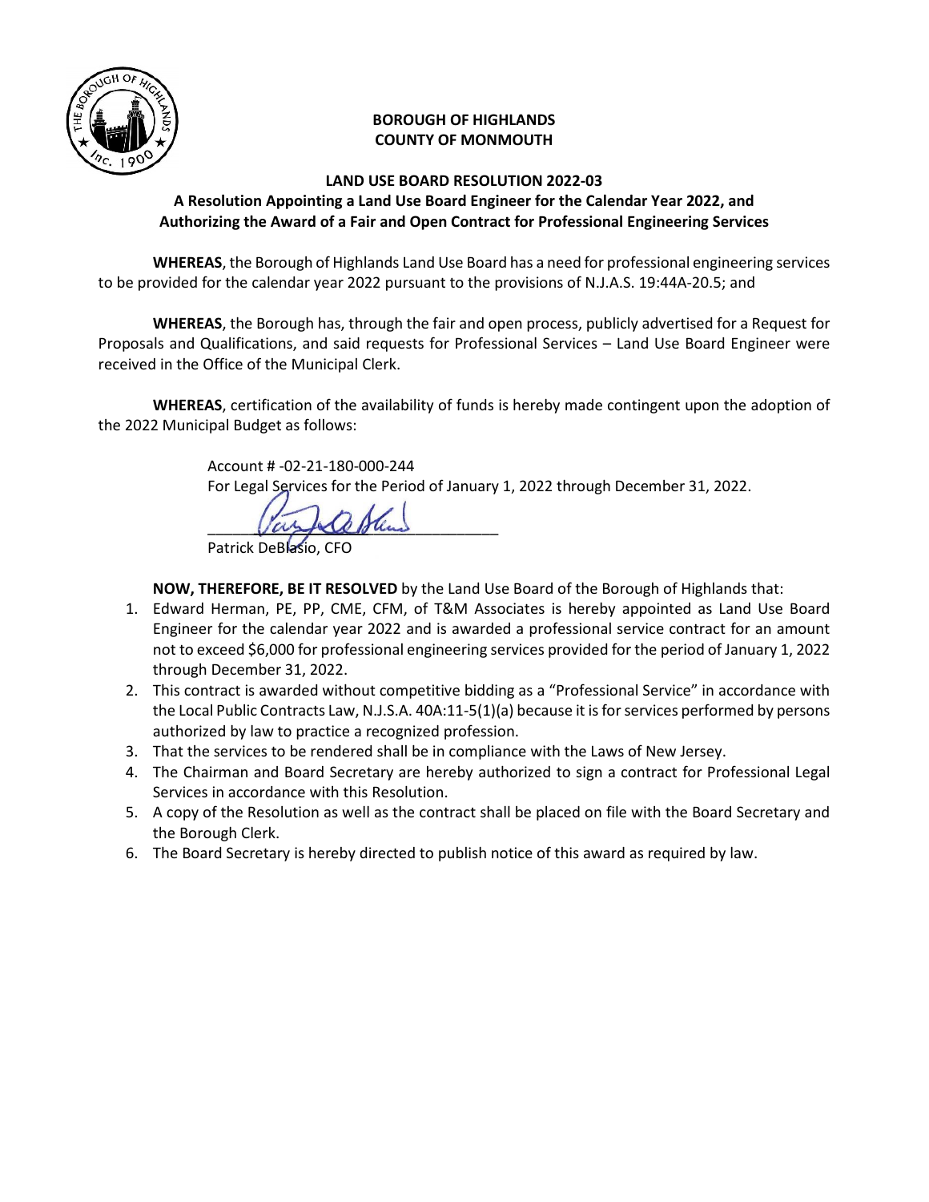**BOROUGH OF HIGHLANDS**
**COUNTY OF MONMOUTH**

**LAND USE BOARD RESOLUTION 2022-03**

**A Resolution Appointing a Land Use Board Engineer for the Calendar Year 2022, and Authorizing the Award of a Fair and Open Contract for Professional Engineering Services**

**WHEREAS**, the Borough of Highlands Land Use Board has a need for professional engineering services to be provided for the calendar year 2022 pursuant to the provisions of N.J.A.S. 19:44A-20.5; and

**WHEREAS**, the Borough has, through the fair and open process, publicly advertised for a Request for Proposals and Qualifications, and said requests for Professional Services – Land Use Board Engineer were received in the Office of the Municipal Clerk.

**WHEREAS**, certification of the availability of funds is hereby made contingent upon the adoption of the 2022 Municipal Budget as follows:

Account # -02-21-180-000-244
For Legal Services for the Period of January 1, 2022 through December 31, 2022.

\_\_\_\_\_\_\_\_\_\_\_\_\_\_\_\_\_\_\_\_\_\_\_\_\_\_\_\_\_\_\_\_
Patrick DeBlasio, CFO

**NOW, THEREFORE, BE IT RESOLVED** by the Land Use Board of the Borough of Highlands that:

1. Edward Herman, PE, PP, CME, CFM, of T&M Associates is hereby appointed as Land Use Board Engineer for the calendar year 2022 and is awarded a professional service contract for an amount not to exceed $6,000 for professional engineering services provided for the period of January 1, 2022 through December 31, 2022.
2. This contract is awarded without competitive bidding as a "Professional Service" in accordance with the Local Public Contracts Law, N.J.S.A. 40A:11-5(1)(a) because it is for services performed by persons authorized by law to practice a recognized profession.
3. That the services to be rendered shall be in compliance with the Laws of New Jersey.
4. The Chairman and Board Secretary are hereby authorized to sign a contract for Professional Legal Services in accordance with this Resolution.
5. A copy of the Resolution as well as the contract shall be placed on file with the Board Secretary and the Borough Clerk.
6. The Board Secretary is hereby directed to publish notice of this award as required by law.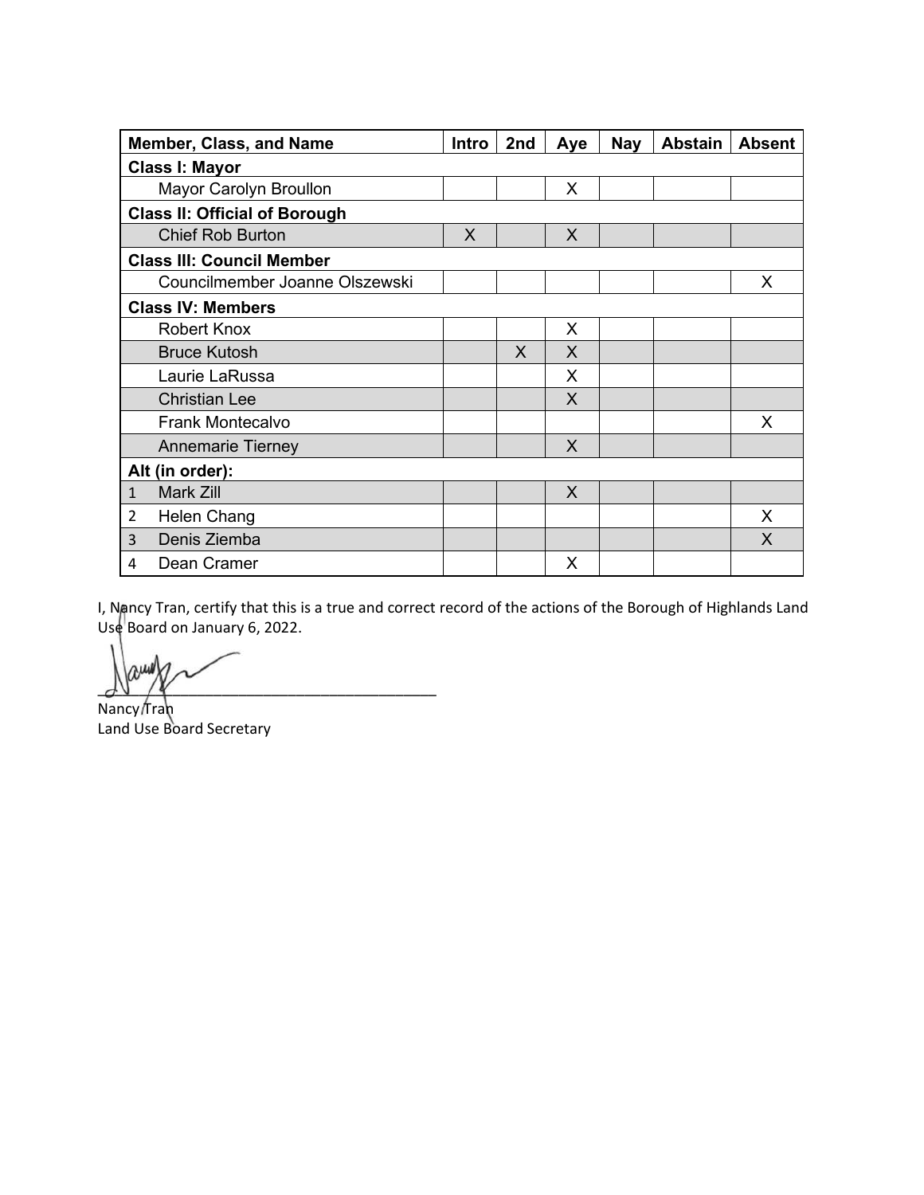| Member, Class, and Name | Intro | 2nd | Aye | Nay | Abstain | Absent |
|---|---|---|---|---|---|---|
| **Class I: Mayor** | | | | | | |
| Mayor Carolyn Broullon | | | X | | | |
| **Class II: Official of Borough** | | | | | | |
| Chief Rob Burton | X | | X | | | |
| **Class III: Council Member** | | | | | | |
| Councilmember Joanne Olszewski | | | | | | X |
| **Class IV: Members** | | | | | | |
| Robert Knox | | | X | | | |
| Bruce Kutosh | | X | X | | | |
| Laurie LaRussa | | | X | | | |
| Christian Lee | | | X | | | |
| Frank Montecalvo | | | | | | X |
| Annemarie Tierney | | | X | | | |
| **Alt (in order):** | | | | | | |
| 1 Mark Zill | | | X | | | |
| 2 Helen Chang | | | | | | X |
| 3 Denis Ziemba | | | | | | X |
| 4 Dean Cramer | | | X | | | |

I, Nancy Tran, certify that this is a true and correct record of the actions of the Borough of Highlands Land Use Board on January 6, 2022.

______________________________________

Nancy Tran
Land Use Board Secretary